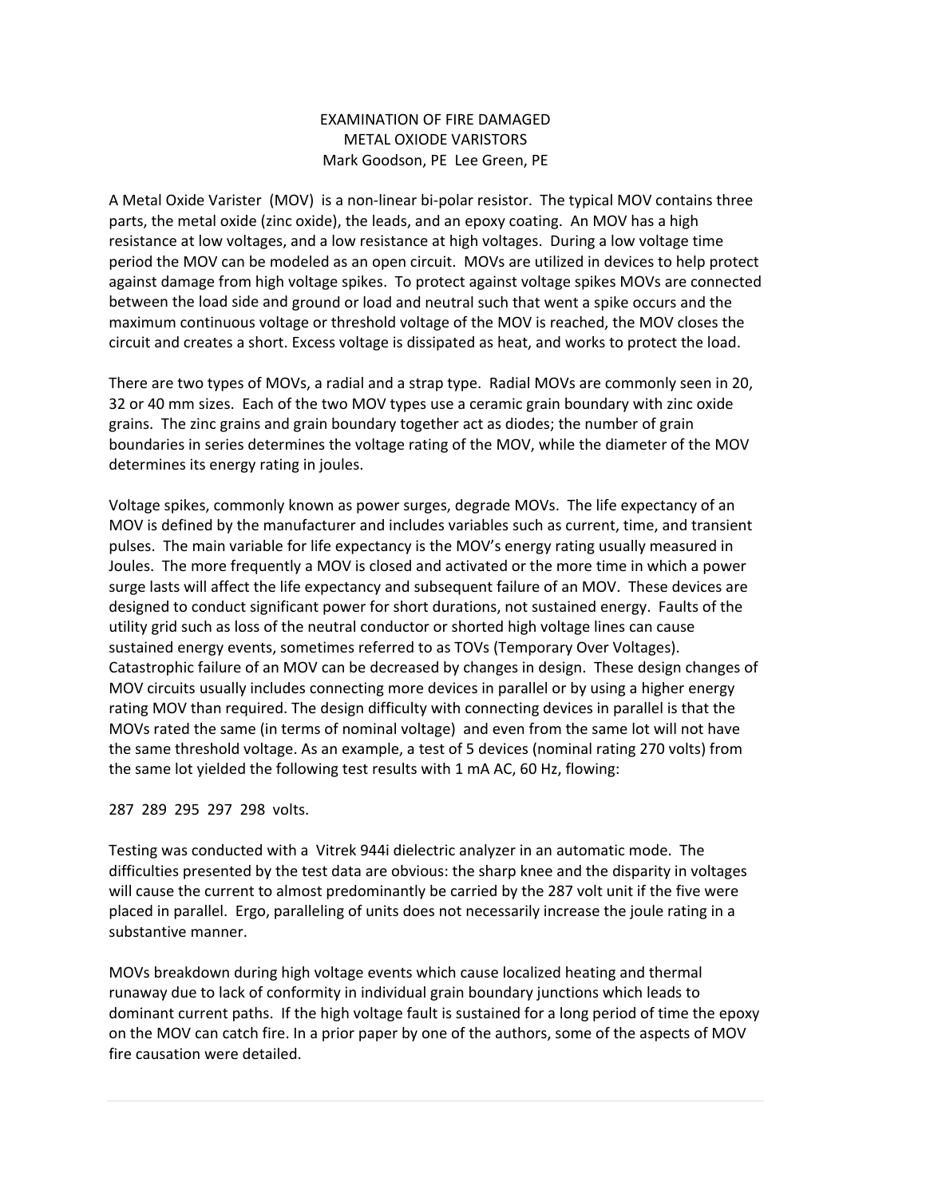# EXAMINATION OF FIRE DAMAGED METAL OXIODE VARISTORS

Mark Goodson, PE Lee Green, PE

A Metal Oxide Varister (MOV) is a non-linear bi-polar resistor. The typical MOV contains three parts, the metal oxide (zinc oxide), the leads, and an epoxy coating. An MOV has a high resistance at low voltages, and a low resistance at high voltages. During a low voltage time period the MOV can be modeled as an open circuit. MOVs are utilized in devices to help protect against damage from high voltage spikes. To protect against voltage spikes MOVs are connected between the load side and ground or load and neutral such that went a spike occurs and the maximum continuous voltage or threshold voltage of the MOV is reached, the MOV closes the circuit and creates a short. Excess voltage is dissipated as heat, and works to protect the load.

There are two types of MOVs, a radial and a strap type. Radial MOVs are commonly seen in 20, 32 or 40 mm sizes. Each of the two MOV types use a ceramic grain boundary with zinc oxide grains. The zinc grains and grain boundary together act as diodes; the number of grain boundaries in series determines the voltage rating of the MOV, while the diameter of the MOV determines its energy rating in joules.

Voltage spikes, commonly known as power surges, degrade MOVs. The life expectancy of an MOV is defined by the manufacturer and includes variables such as current, time, and transient pulses. The main variable for life expectancy is the MOV's energy rating usually measured in Joules. The more frequently a MOV is closed and activated or the more time in which a power surge lasts will affect the life expectancy and subsequent failure of an MOV. These devices are designed to conduct significant power for short durations, not sustained energy. Faults of the utility grid such as loss of the neutral conductor or shorted high voltage lines can cause sustained energy events, sometimes referred to as TOVs (Temporary Over Voltages). Catastrophic failure of an MOV can be decreased by changes in design. These design changes of MOV circuits usually includes connecting more devices in parallel or by using a higher energy rating MOV than required. The design difficulty with connecting devices in parallel is that the MOVs rated the same (in terms of nominal voltage) and even from the same lot will not have the same threshold voltage. As an example, a test of 5 devices (nominal rating 270 volts) from the same lot yielded the following test results with 1 mA AC, 60 Hz, flowing:

287 289 295 297 298 volts.

Testing was conducted with a Vitrek 944i dielectric analyzer in an automatic mode. The difficulties presented by the test data are obvious: the sharp knee and the disparity in voltages will cause the current to almost predominantly be carried by the 287 volt unit if the five were placed in parallel. Ergo, paralleling of units does not necessarily increase the joule rating in a substantive manner.

MOVs breakdown during high voltage events which cause localized heating and thermal runaway due to lack of conformity in individual grain boundary junctions which leads to dominant current paths. If the high voltage fault is sustained for a long period of time the epoxy on the MOV can catch fire. In a prior paper by one of the authors, some of the aspects of MOV fire causation were detailed.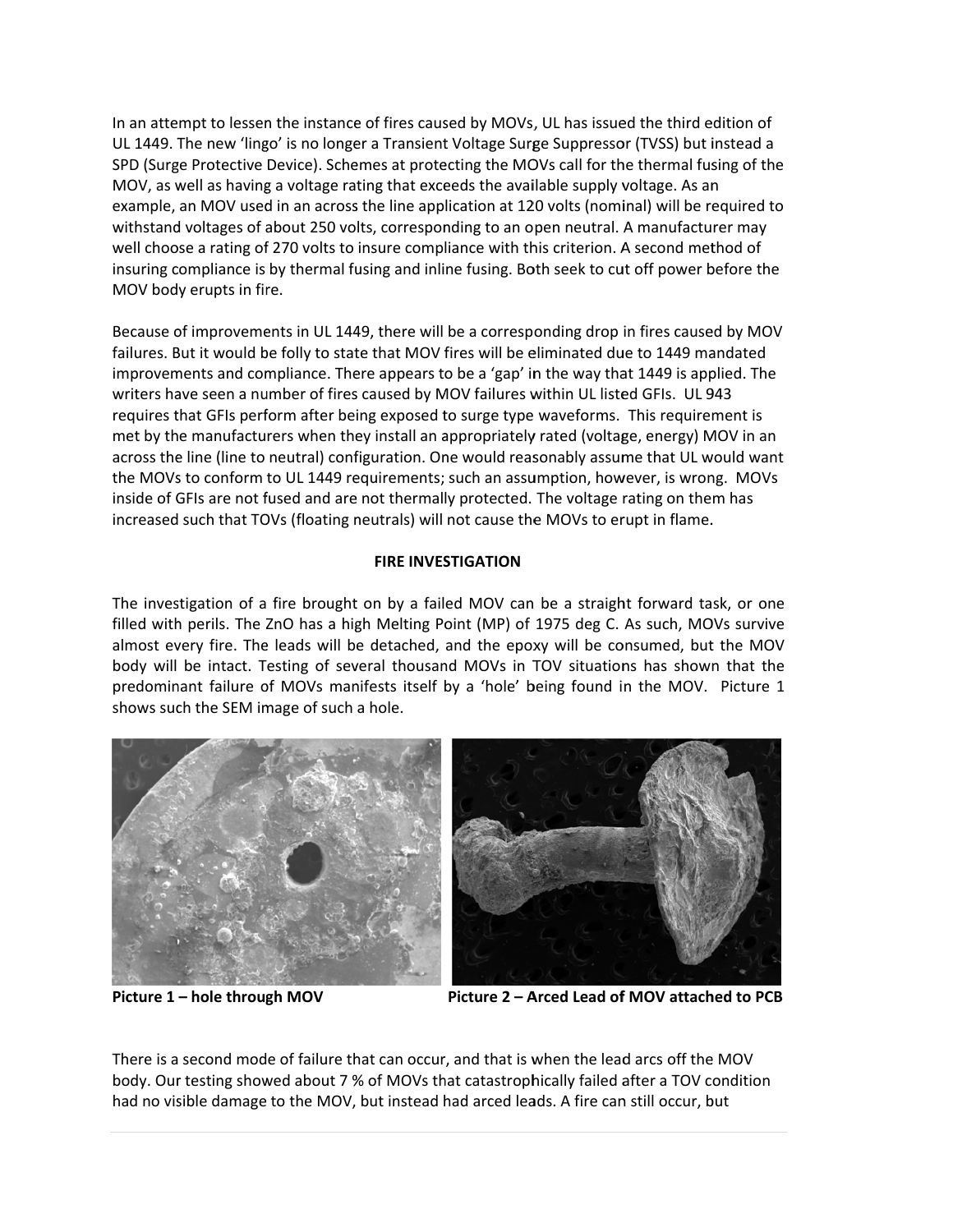In an attempt to lessen the instance of fires caused by MOVs, UL has issued the third edition of UL 1449. The new 'lingo' is no longer a Transient Voltage Surge Suppressor (TVSS) but instead a SPD (Surge Protective Device). Schemes at protecting the MOVs call for the thermal fusing of the MOV, as well as having a voltage rating that exceeds the available supply voltage. As an example, an MOV used in an across the line application at 120 volts (nominal) will be required to withstand voltages of about 250 volts, corresponding to an open neutral. A manufacturer may well choose a rating of 270 volts to insure compliance with this criterion. A second method of insuring compliance is by thermal fusing and inline fusing. Both seek to cut off power before the MOV body erupts in fire.

Because of improvements in UL 1449, there will be a corresponding drop in fires caused by MOV failures. But it would be folly to state that MOV fires will be eliminated due to 1449 mandated improvements and compliance. There appears to be a 'gap' in the way that 1449 is applied. The writers have seen a number of fires caused by MOV failures within UL listed GFIs. UL 943 requires that GFIs perform after being exposed to surge type waveforms. This requirement is met by the manufacturers when they install an appropriately rated (voltage, energy) MOV in an across the line (line to neutral) configuration. One would reasonably assume that UL would want the MOVs to conform to UL 1449 requirements; such an assumption, however, is wrong. MOVs inside of GFIs are not fused and are not thermally protected. The voltage rating on them has increased such that TOVs (floating neutrals) will not cause the MOVs to erupt in flame.

**FIRE INVESTIGATION**

The investigation of a fire brought on by a failed MOV can be a straight forward task, or one filled with perils. The ZnO has a high Melting Point (MP) of 1975 deg C. As such, MOVs survive almost every fire. The leads will be detached, and the epoxy will be consumed, but the MOV body will be intact. Testing of several thousand MOVs in TOV situations has shown that the predominant failure of MOVs manifests itself by a 'hole' being found in the MOV. Picture 1 shows such the SEM image of such a hole.

**Picture 1 – hole through MOV**

**Picture 2 – Arced Lead of MOV attached to PCB**

There is a second mode of failure that can occur, and that is when the lead arcs off the MOV body. Our testing showed about 7 % of MOVs that catastrophically failed after a TOV condition had no visible damage to the MOV, but instead had arced leads. A fire can still occur, but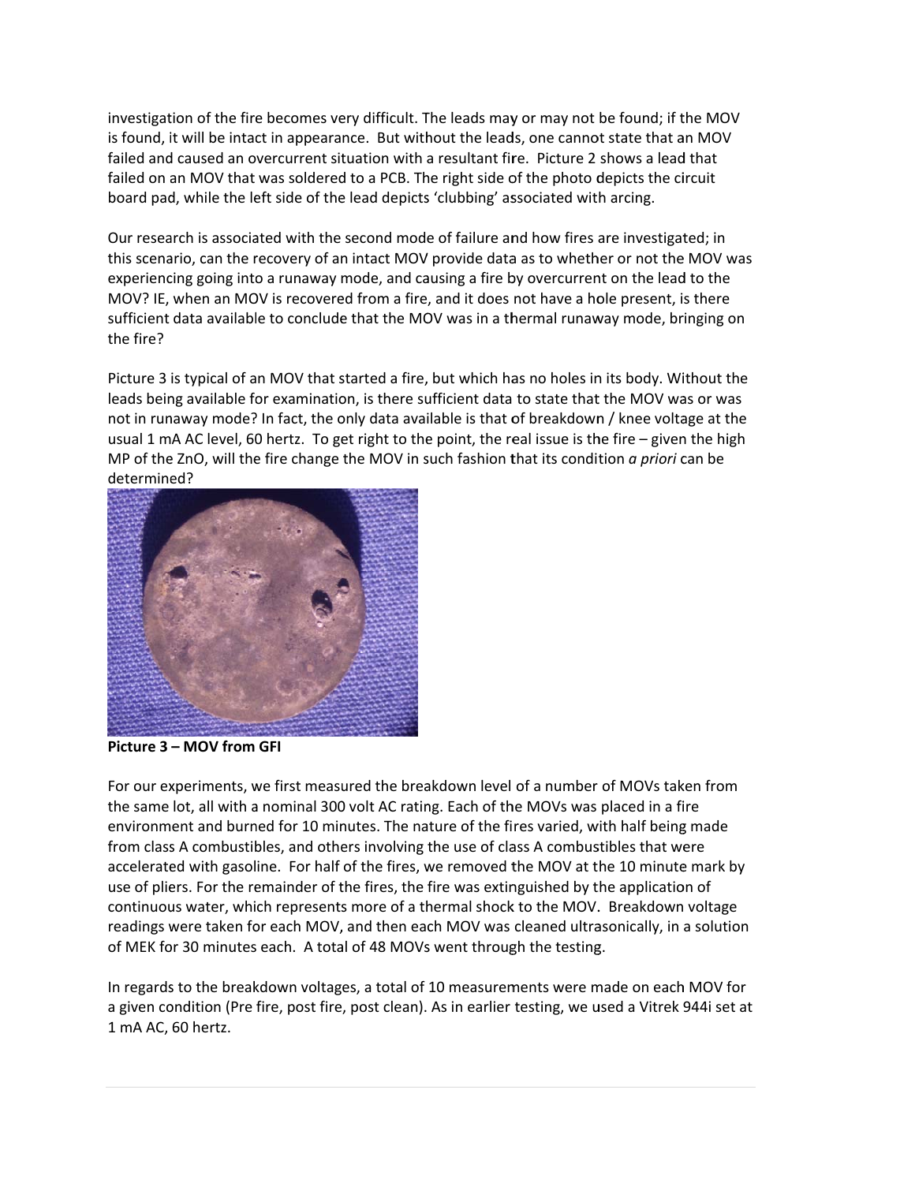investigation of the fire becomes very difficult. The leads may or may not be found; if the MOV is found, it will be intact in appearance. But without the leads, one cannot state that an MOV failed and caused an overcurrent situation with a resultant fire. Picture 2 shows a lead that failed on an MOV that was soldered to a PCB. The right side of the photo depicts the circuit board pad, while the left side of the lead depicts 'clubbing' associated with arcing.

Our research is associated with the second mode of failure and how fires are investigated; in this scenario, can the recovery of an intact MOV provide data as to whether or not the MOV was experiencing going into a runaway mode, and causing a fire by overcurrent on the lead to the MOV? IE, when an MOV is recovered from a fire, and it does not have a hole present, is there sufficient data available to conclude that the MOV was in a thermal runaway mode, bringing on the fire?

Picture 3 is typical of an MOV that started a fire, but which has no holes in its body. Without the leads being available for examination, is there sufficient data to state that the MOV was or was not in runaway mode? In fact, the only data available is that of breakdown / knee voltage at the usual 1 mA AC level, 60 hertz. To get right to the point, the real issue is the fire – given the high MP of the ZnO, will the fire change the MOV in such fashion that its condition *a priori* can be determined?

**Picture 3 – MOV from GFI**

For our experiments, we first measured the breakdown level of a number of MOVs taken from the same lot, all with a nominal 300 volt AC rating. Each of the MOVs was placed in a fire environment and burned for 10 minutes. The nature of the fires varied, with half being made from class A combustibles, and others involving the use of class A combustibles that were accelerated with gasoline. For half of the fires, we removed the MOV at the 10 minute mark by use of pliers. For the remainder of the fires, the fire was extinguished by the application of continuous water, which represents more of a thermal shock to the MOV. Breakdown voltage readings were taken for each MOV, and then each MOV was cleaned ultrasonically, in a solution of MEK for 30 minutes each. A total of 48 MOVs went through the testing.

In regards to the breakdown voltages, a total of 10 measurements were made on each MOV for a given condition (Pre fire, post fire, post clean). As in earlier testing, we used a Vitrek 944i set at 1 mA AC, 60 hertz.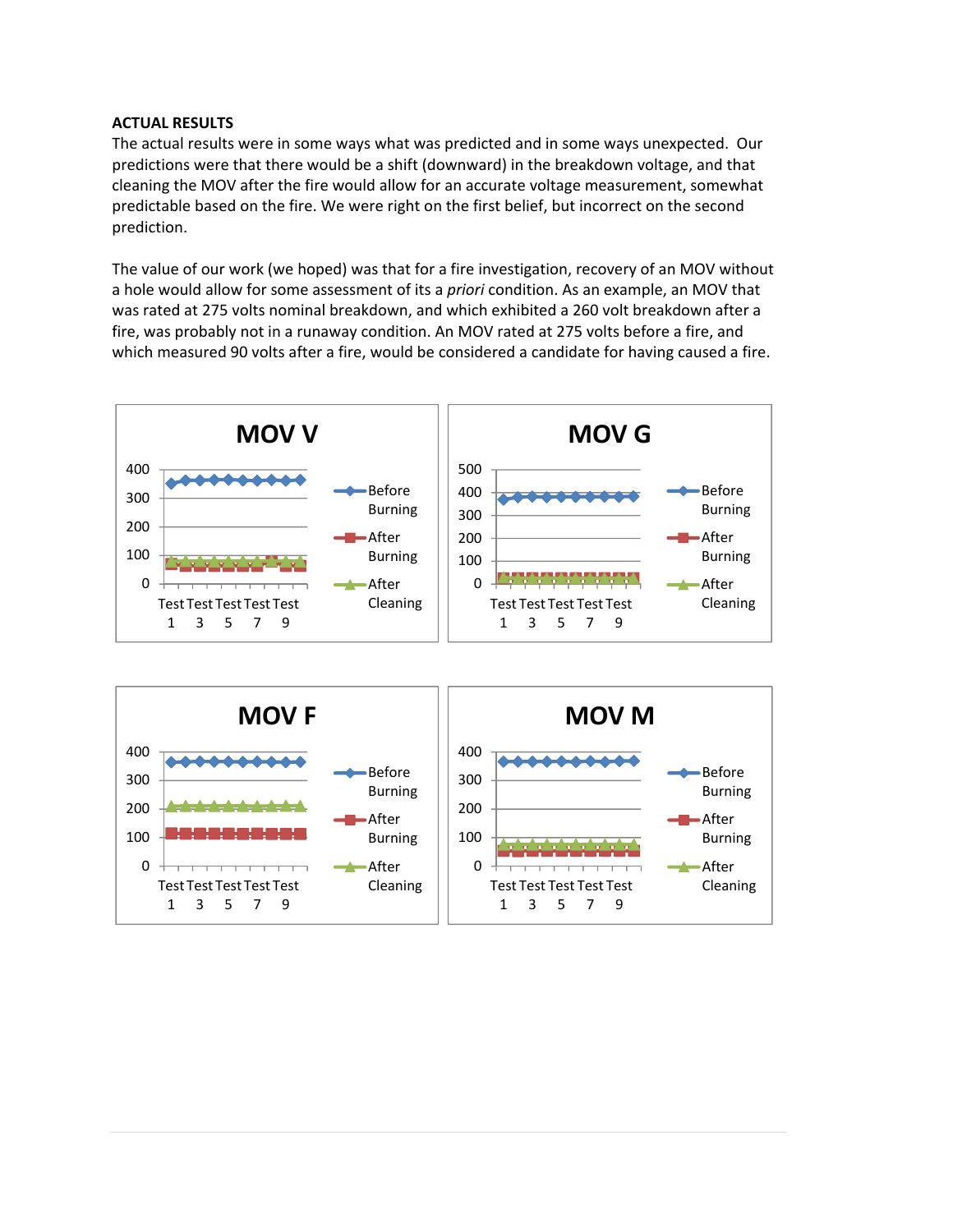**ACTUAL RESULTS**

The actual results were in some ways what was predicted and in some ways unexpected. Our predictions were that there would be a shift (downward) in the breakdown voltage, and that cleaning the MOV after the fire would allow for an accurate voltage measurement, somewhat predictable based on the fire. We were right on the first belief, but incorrect on the second prediction.

The value of our work (we hoped) was that for a fire investigation, recovery of an MOV without a hole would allow for some assessment of its a *priori* condition. As an example, an MOV that was rated at 275 volts nominal breakdown, and which exhibited a 260 volt breakdown after a fire, was probably not in a runaway condition. An MOV rated at 275 volts before a fire, and which measured 90 volts after a fire, would be considered a candidate for having caused a fire.

MOV V

MOV G

MOV F

MOV M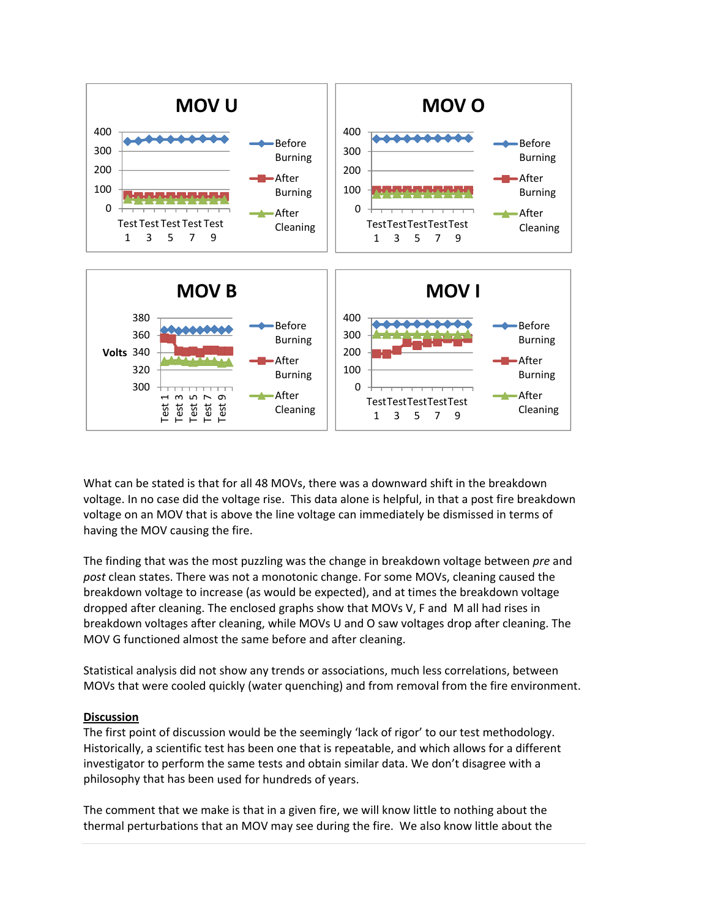What can be stated is that for all 48 MOVs, there was a downward shift in the breakdown voltage. In no case did the voltage rise. This data alone is helpful, in that a post fire breakdown voltage on an MOV that is above the line voltage can immediately be dismissed in terms of having the MOV causing the fire.

The finding that was the most puzzling was the change in breakdown voltage between *pre* and *post* clean states. There was not a monotonic change. For some MOVs, cleaning caused the breakdown voltage to increase (as would be expected), and at times the breakdown voltage dropped after cleaning. The enclosed graphs show that MOVs V, F and M all had rises in breakdown voltages after cleaning, while MOVs U and O saw voltages drop after cleaning. The MOV G functioned almost the same before and after cleaning.

Statistical analysis did not show any trends or associations, much less correlations, between MOVs that were cooled quickly (water quenching) and from removal from the fire environment.

## Discussion

The first point of discussion would be the seemingly 'lack of rigor' to our test methodology. Historically, a scientific test has been one that is repeatable, and which allows for a different investigator to perform the same tests and obtain similar data. We don't disagree with a philosophy that has been used for hundreds of years.

The comment that we make is that in a given fire, we will know little to nothing about the thermal perturbations that an MOV may see during the fire. We also know little about the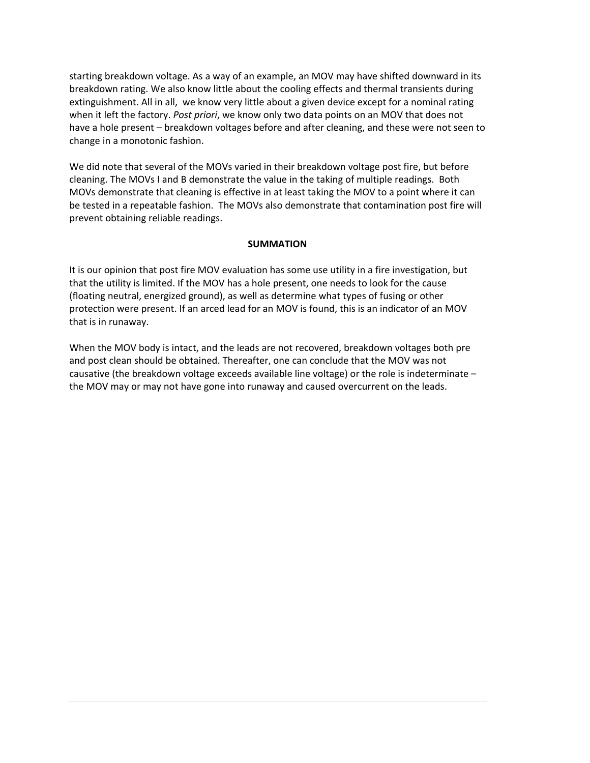starting breakdown voltage. As a way of an example, an MOV may have shifted downward in its breakdown rating. We also know little about the cooling effects and thermal transients during extinguishment. All in all, we know very little about a given device except for a nominal rating when it left the factory. *Post priori*, we know only two data points on an MOV that does not have a hole present – breakdown voltages before and after cleaning, and these were not seen to change in a monotonic fashion.

We did note that several of the MOVs varied in their breakdown voltage post fire, but before cleaning. The MOVs I and B demonstrate the value in the taking of multiple readings. Both MOVs demonstrate that cleaning is effective in at least taking the MOV to a point where it can be tested in a repeatable fashion. The MOVs also demonstrate that contamination post fire will prevent obtaining reliable readings.

## SUMMATION

It is our opinion that post fire MOV evaluation has some use utility in a fire investigation, but that the utility is limited. If the MOV has a hole present, one needs to look for the cause (floating neutral, energized ground), as well as determine what types of fusing or other protection were present. If an arced lead for an MOV is found, this is an indicator of an MOV that is in runaway.

When the MOV body is intact, and the leads are not recovered, breakdown voltages both pre and post clean should be obtained. Thereafter, one can conclude that the MOV was not causative (the breakdown voltage exceeds available line voltage) or the role is indeterminate – the MOV may or may not have gone into runaway and caused overcurrent on the leads.